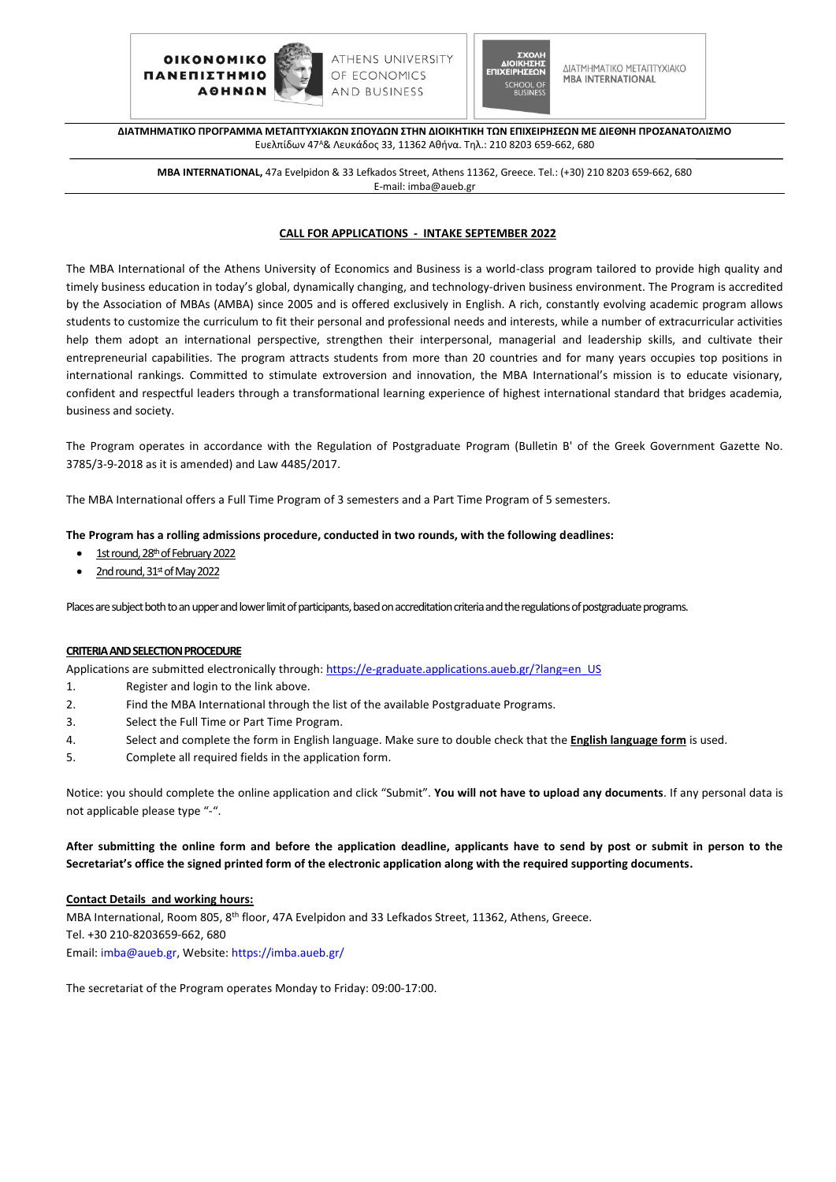ΟΙΚΟΝΟΜΙΚΟ ΠΑΝΕΠΙΣΤΗΜΙΟ ΑΘΗΝΩΝ — ATHENS UNIVERSITY OF ECONOMICS AND BUSINESS

ΣΧΟΛΗ ΔΙΟΙΚΗΣΗΣ ΕΠΙΧΕΙΡΗΣΕΩΝ — SCHOOL OF BUSINESS

ΔΙΑΤΜΗΜΑΤΙΚΟ ΜΕΤΑΠΤΥΧΙΑΚΟ MBA INTERNATIONAL

**ΔΙΑΤΜΗΜΑΤΙΚΟ ΠΡΟΓΡΑΜΜΑ ΜΕΤΑΠΤΥΧΙΑΚΩΝ ΣΠΟΥΔΩΝ ΣΤΗΝ ΔΙΟΙΚΗΤΙΚΗ ΤΩΝ ΕΠΙΧΕΙΡΗΣΕΩΝ ΜΕ ΔΙΕΘΝΗ ΠΡΟΣΑΝΑΤΟΛΙΣΜΟ**
Ευελπίδων 47Α& Λευκάδος 33, 11362 Αθήνα. Τηλ.: 210 8203 659-662, 680

**MBA INTERNATIONAL,** 47a Evelpidon & 33 Lefkados Street, Athens 11362, Greece. Tel.: (+30) 210 8203 659-662, 680
E-mail: imba@aueb.gr

## CALL FOR APPLICATIONS - INTAKE SEPTEMBER 2022

The MBA International of the Athens University of Economics and Business is a world-class program tailored to provide high quality and timely business education in today's global, dynamically changing, and technology-driven business environment. The Program is accredited by the Association of MBAs (AMBA) since 2005 and is offered exclusively in English. A rich, constantly evolving academic program allows students to customize the curriculum to fit their personal and professional needs and interests, while a number of extracurricular activities help them adopt an international perspective, strengthen their interpersonal, managerial and leadership skills, and cultivate their entrepreneurial capabilities. The program attracts students from more than 20 countries and for many years occupies top positions in international rankings. Committed to stimulate extroversion and innovation, the MBA International's mission is to educate visionary, confident and respectful leaders through a transformational learning experience of highest international standard that bridges academia, business and society.

The Program operates in accordance with the Regulation of Postgraduate Program (Bulletin B' of the Greek Government Gazette No. 3785/3-9-2018 as it is amended) and Law 4485/2017.

The MBA International offers a Full Time Program of 3 semesters and a Part Time Program of 5 semesters.

**The Program has a rolling admissions procedure, conducted in two rounds, with the following deadlines:**

- 1st round, 28th of February 2022
- 2nd round, 31st of May 2022

Places are subject both to an upper and lower limit of participants, based on accreditation criteria and the regulations of postgraduate programs.

### CRITERIA AND SELECTION PROCEDURE

Applications are submitted electronically through: https://e-graduate.applications.aueb.gr/?lang=en_US

1. Register and login to the link above.
2. Find the MBA International through the list of the available Postgraduate Programs.
3. Select the Full Time or Part Time Program.
4. Select and complete the form in English language. Make sure to double check that the **English language form** is used.
5. Complete all required fields in the application form.

Notice: you should complete the online application and click "Submit". **You will not have to upload any documents**. If any personal data is not applicable please type "-".

**After submitting the online form and before the application deadline, applicants have to send by post or submit in person to the Secretariat's office the signed printed form of the electronic application along with the required supporting documents.**

**Contact Details and working hours:**
MBA International, Room 805, 8th floor, 47A Evelpidon and 33 Lefkados Street, 11362, Athens, Greece.
Tel. +30 210-8203659-662, 680
Email: imba@aueb.gr, Website: https://imba.aueb.gr/

The secretariat of the Program operates Monday to Friday: 09:00-17:00.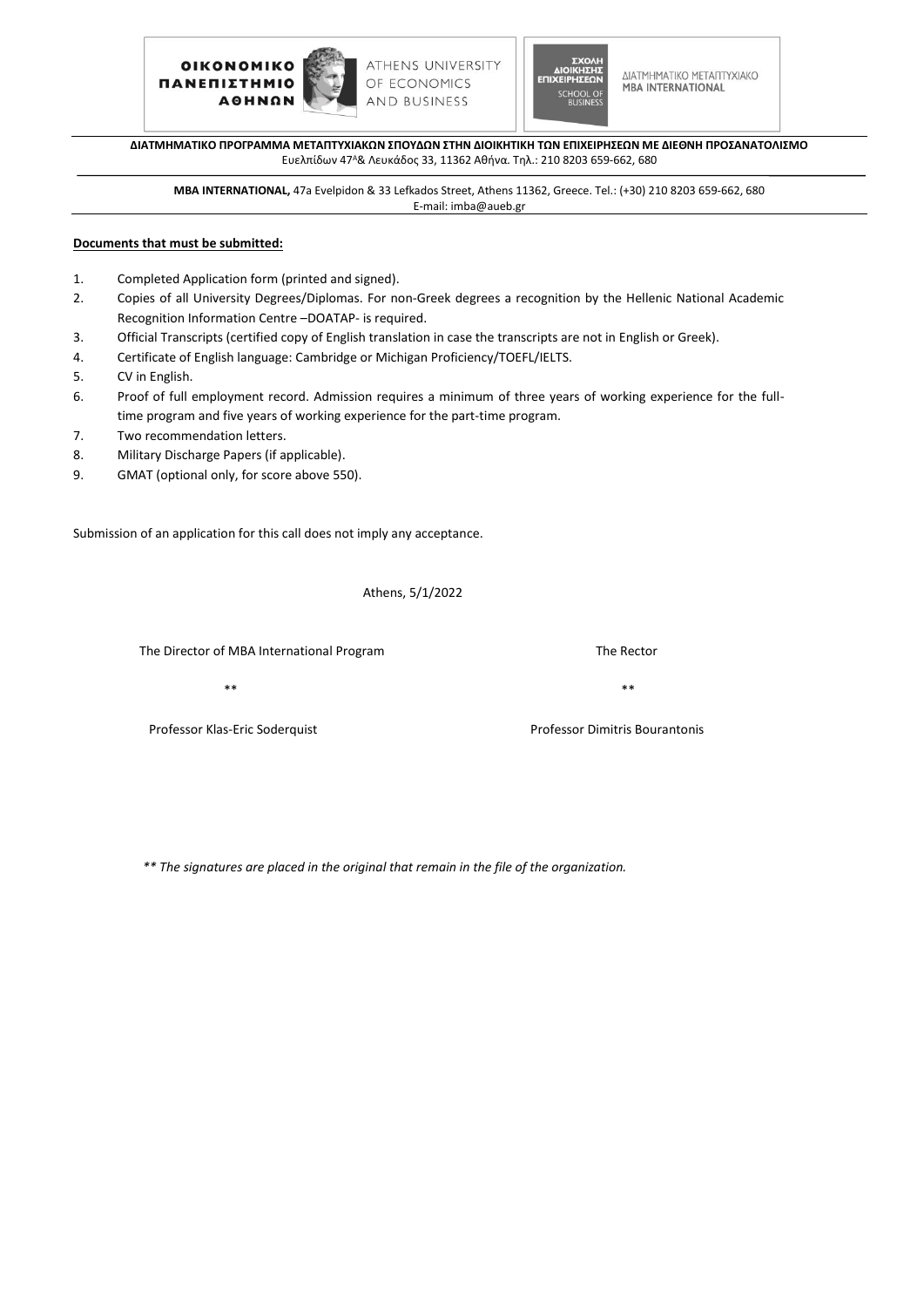**ΔΙΑΤΜΗΜΑΤΙΚΟ ΠΡΟΓΡΑΜΜΑ ΜΕΤΑΠΤΥΧΙΑΚΩΝ ΣΠΟΥΔΩΝ ΣΤΗΝ ΔΙΟΙΚΗΤΙΚΗ ΤΩΝ ΕΠΙΧΕΙΡΗΣΕΩΝ ΜΕ ΔΙΕΘΝΗ ΠΡΟΣΑΝΑΤΟΛΙΣΜΟ**
Ευελπίδων 47Α& Λευκάδος 33, 11362 Αθήνα. Τηλ.: 210 8203 659-662, 680

**MBA INTERNATIONAL,** 47a Evelpidon & 33 Lefkados Street, Athens 11362, Greece. Tel.: (+30) 210 8203 659-662, 680
E-mail: imba@aueb.gr

**Documents that must be submitted:**

1. Completed Application form (printed and signed).
2. Copies of all University Degrees/Diplomas. For non-Greek degrees a recognition by the Hellenic National Academic Recognition Information Centre –DOATAP- is required.
3. Official Transcripts (certified copy of English translation in case the transcripts are not in English or Greek).
4. Certificate of English language: Cambridge or Michigan Proficiency/TOEFL/IELTS.
5. CV in English.
6. Proof of full employment record. Admission requires a minimum of three years of working experience for the full-time program and five years of working experience for the part-time program.
7. Two recommendation letters.
8. Military Discharge Papers (if applicable).
9. GMAT (optional only, for score above 550).

Submission of an application for this call does not imply any acceptance.

Athens, 5/1/2022

| | |
|---|---|
| The Director of MBA International Program | The Rector |
| ** | ** |
| Professor Klas-Eric Soderquist | Professor Dimitris Bourantonis |

*** The signatures are placed in the original that remain in the file of the organization.*